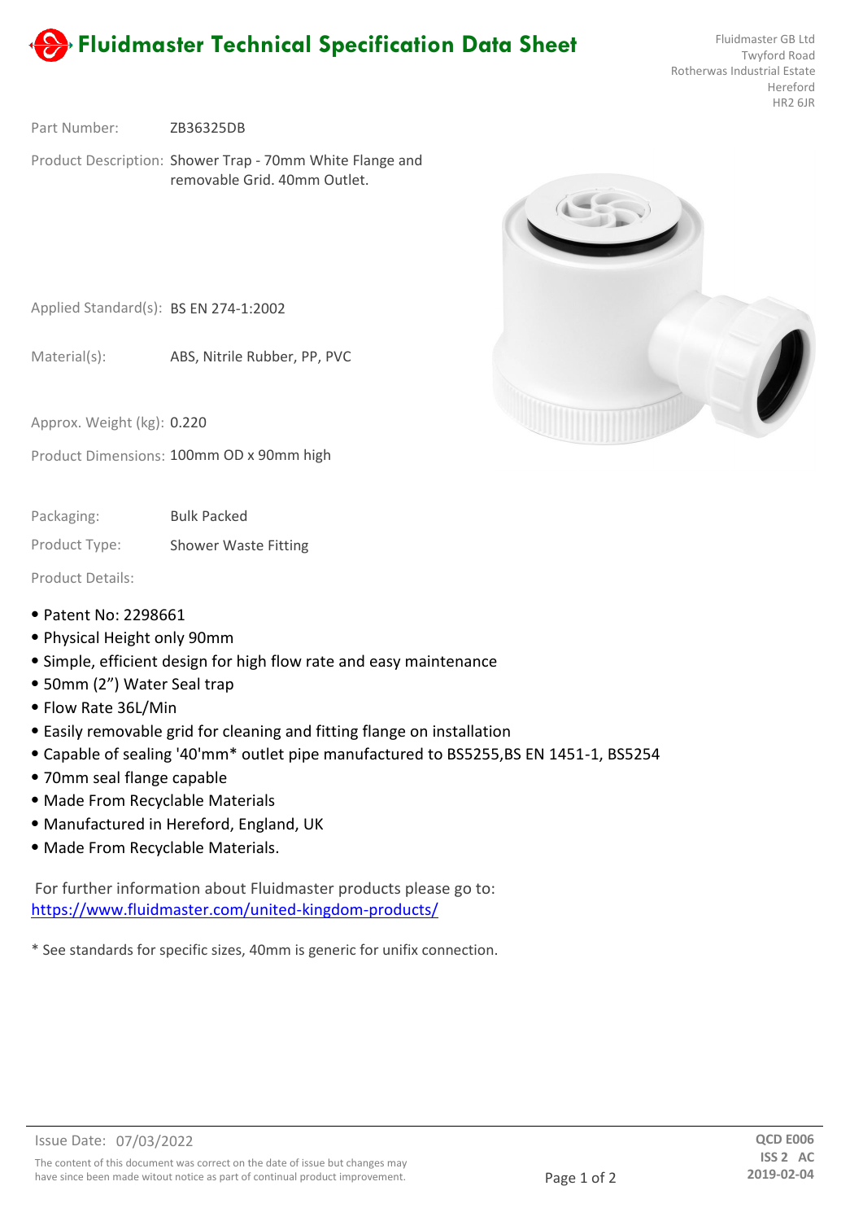# Fluidmaster Technical Specification Data Sheet

Fluidmaster GB Ltd
Twyford Road
Rotherwas Industrial Estate
Hereford
HR2 6JR

Part Number: ZB36325DB

Product Description: Shower Trap - 70mm White Flange and removable Grid. 40mm Outlet.

Applied Standard(s): BS EN 274-1:2002

Material(s): ABS, Nitrile Rubber, PP, PVC

Approx. Weight (kg): 0.220

Product Dimensions: 100mm OD x 90mm high

Packaging: Bulk Packed

Product Type: Shower Waste Fitting

Product Details:

- Patent No: 2298661
- Physical Height only 90mm
- Simple, efficient design for high flow rate and easy maintenance
- 50mm (2”) Water Seal trap
- Flow Rate 36L/Min
- Easily removable grid for cleaning and fitting flange on installation
- Capable of sealing '40'mm* outlet pipe manufactured to BS5255,BS EN 1451-1, BS5254
- 70mm seal flange capable
- Made From Recyclable Materials
- Manufactured in Hereford, England, UK
- Made From Recyclable Materials.

For further information about Fluidmaster products please go to:
https://www.fluidmaster.com/united-kingdom-products/

* See standards for specific sizes, 40mm is generic for unifix connection.

Issue Date: 07/03/2022

The content of this document was correct on the date of issue but changes may have since been made witout notice as part of continual product improvement.

**QCD E006**
**ISS 2 AC**
**2019-02-04**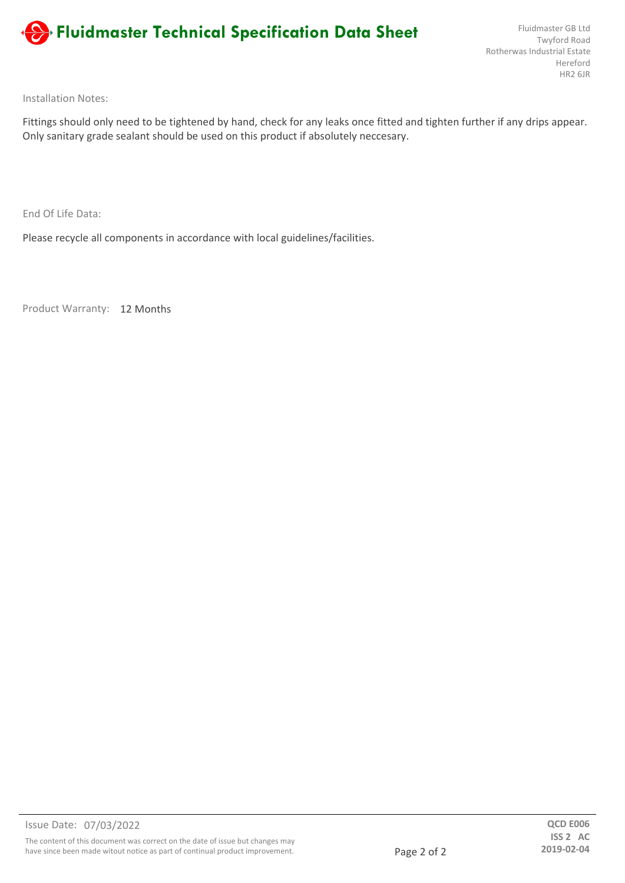Installation Notes:

Fittings should only need to be tightened by hand, check for any leaks once fitted and tighten further if any drips appear. Only sanitary grade sealant should be used on this product if absolutely neccesary.

End Of Life Data:

Please recycle all components in accordance with local guidelines/facilities.

Product Warranty: 12 Months

Issue Date: 07/03/2022

The content of this document was correct on the date of issue but changes may have since been made witout notice as part of continual product improvement.

QCD E006
ISS 2 AC
2019-02-04